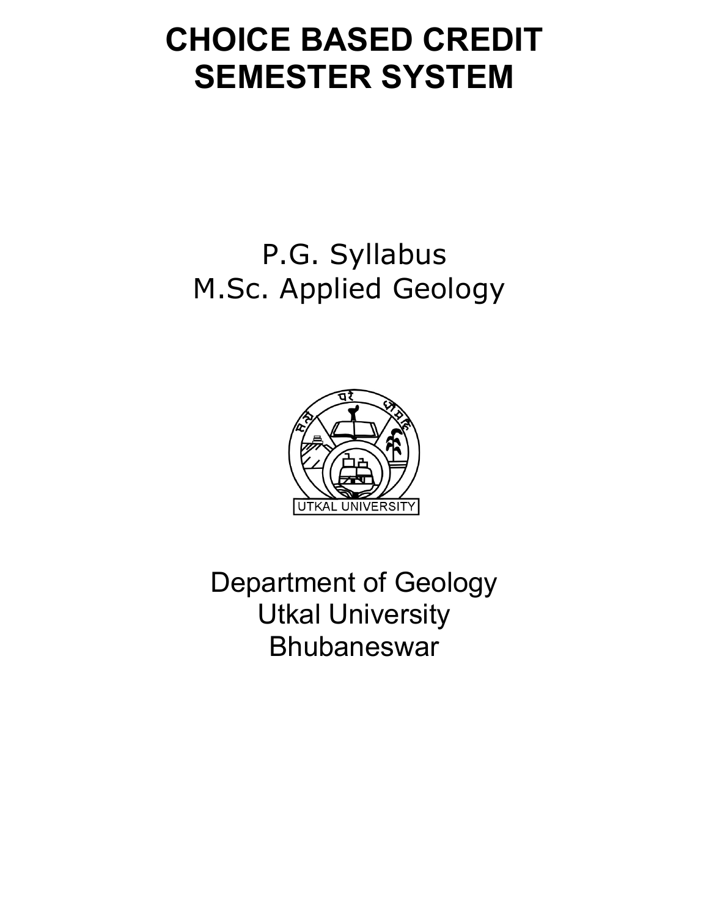# CHOICE BASED CREDIT SEMESTER SYSTEM

P.G. Syllabus
M.Sc. Applied Geology

UTKAL UNIVERSITY

Department of Geology
Utkal University
Bhubaneswar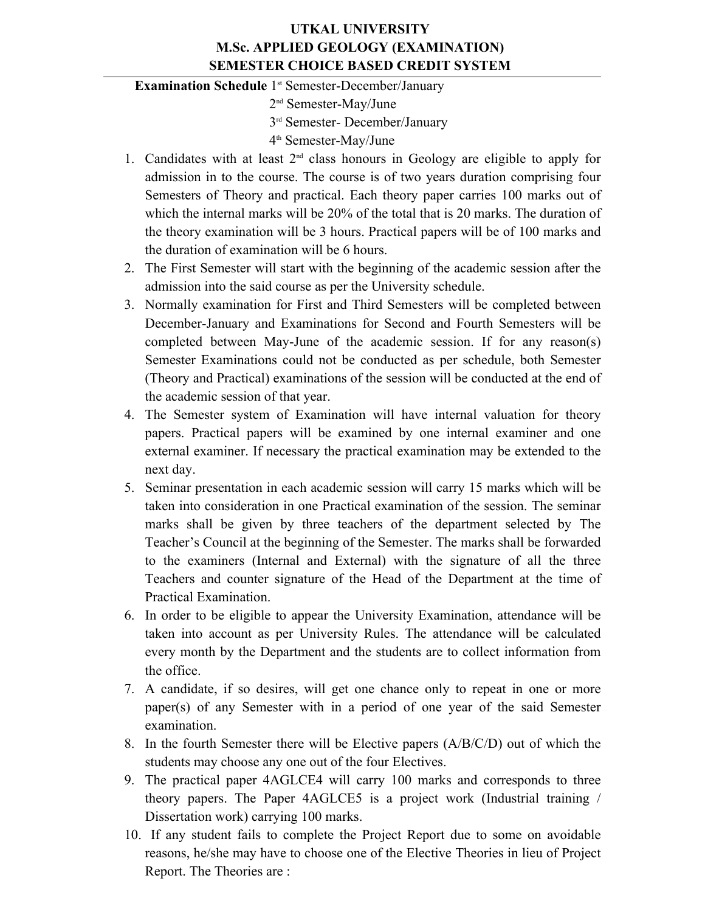# UTKAL UNIVERSITY
## M.Sc. APPLIED GEOLOGY (EXAMINATION)
## SEMESTER CHOICE BASED CREDIT SYSTEM

**Examination Schedule** 1st Semester-December/January
2nd Semester-May/June
3rd Semester- December/January
4th Semester-May/June

1. Candidates with at least 2nd class honours in Geology are eligible to apply for admission in to the course. The course is of two years duration comprising four Semesters of Theory and practical. Each theory paper carries 100 marks out of which the internal marks will be 20% of the total that is 20 marks. The duration of the theory examination will be 3 hours. Practical papers will be of 100 marks and the duration of examination will be 6 hours.
2. The First Semester will start with the beginning of the academic session after the admission into the said course as per the University schedule.
3. Normally examination for First and Third Semesters will be completed between December-January and Examinations for Second and Fourth Semesters will be completed between May-June of the academic session. If for any reason(s) Semester Examinations could not be conducted as per schedule, both Semester (Theory and Practical) examinations of the session will be conducted at the end of the academic session of that year.
4. The Semester system of Examination will have internal valuation for theory papers. Practical papers will be examined by one internal examiner and one external examiner. If necessary the practical examination may be extended to the next day.
5. Seminar presentation in each academic session will carry 15 marks which will be taken into consideration in one Practical examination of the session. The seminar marks shall be given by three teachers of the department selected by The Teacher's Council at the beginning of the Semester. The marks shall be forwarded to the examiners (Internal and External) with the signature of all the three Teachers and counter signature of the Head of the Department at the time of Practical Examination.
6. In order to be eligible to appear the University Examination, attendance will be taken into account as per University Rules. The attendance will be calculated every month by the Department and the students are to collect information from the office.
7. A candidate, if so desires, will get one chance only to repeat in one or more paper(s) of any Semester with in a period of one year of the said Semester examination.
8. In the fourth Semester there will be Elective papers (A/B/C/D) out of which the students may choose any one out of the four Electives.
9. The practical paper 4AGLCE4 will carry 100 marks and corresponds to three theory papers. The Paper 4AGLCE5 is a project work (Industrial training / Dissertation work) carrying 100 marks.
10. If any student fails to complete the Project Report due to some on avoidable reasons, he/she may have to choose one of the Elective Theories in lieu of Project Report. The Theories are :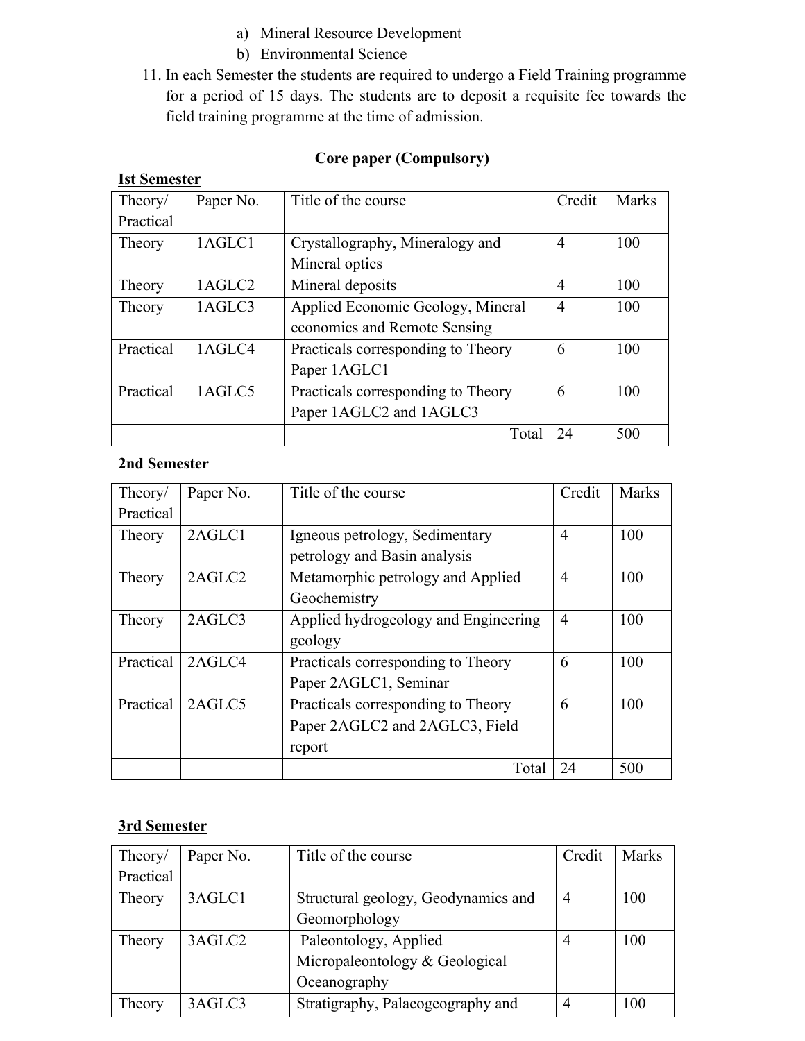a) Mineral Resource Development
b) Environmental Science

11. In each Semester the students are required to undergo a Field Training programme for a period of 15 days. The students are to deposit a requisite fee towards the field training programme at the time of admission.

**Core paper (Compulsory)**

**Ist Semester**

| Theory/ Practical | Paper No. | Title of the course | Credit | Marks |
|---|---|---|---|---|
| Theory | 1AGLC1 | Crystallography, Mineralogy and Mineral optics | 4 | 100 |
| Theory | 1AGLC2 | Mineral deposits | 4 | 100 |
| Theory | 1AGLC3 | Applied Economic Geology, Mineral economics and Remote Sensing | 4 | 100 |
| Practical | 1AGLC4 | Practicals corresponding to Theory Paper 1AGLC1 | 6 | 100 |
| Practical | 1AGLC5 | Practicals corresponding to Theory Paper 1AGLC2 and 1AGLC3 | 6 | 100 |
| | | Total | 24 | 500 |

**2nd Semester**

| Theory/ Practical | Paper No. | Title of the course | Credit | Marks |
|---|---|---|---|---|
| Theory | 2AGLC1 | Igneous petrology, Sedimentary petrology and Basin analysis | 4 | 100 |
| Theory | 2AGLC2 | Metamorphic petrology and Applied Geochemistry | 4 | 100 |
| Theory | 2AGLC3 | Applied hydrogeology and Engineering geology | 4 | 100 |
| Practical | 2AGLC4 | Practicals corresponding to Theory Paper 2AGLC1, Seminar | 6 | 100 |
| Practical | 2AGLC5 | Practicals corresponding to Theory Paper 2AGLC2 and 2AGLC3, Field report | 6 | 100 |
| | | Total | 24 | 500 |

**3rd Semester**

| Theory/ Practical | Paper No. | Title of the course | Credit | Marks |
|---|---|---|---|---|
| Theory | 3AGLC1 | Structural geology, Geodynamics and Geomorphology | 4 | 100 |
| Theory | 3AGLC2 | Paleontology, Applied Micropaleontology & Geological Oceanography | 4 | 100 |
| Theory | 3AGLC3 | Stratigraphy, Palaeogeography and | 4 | 100 |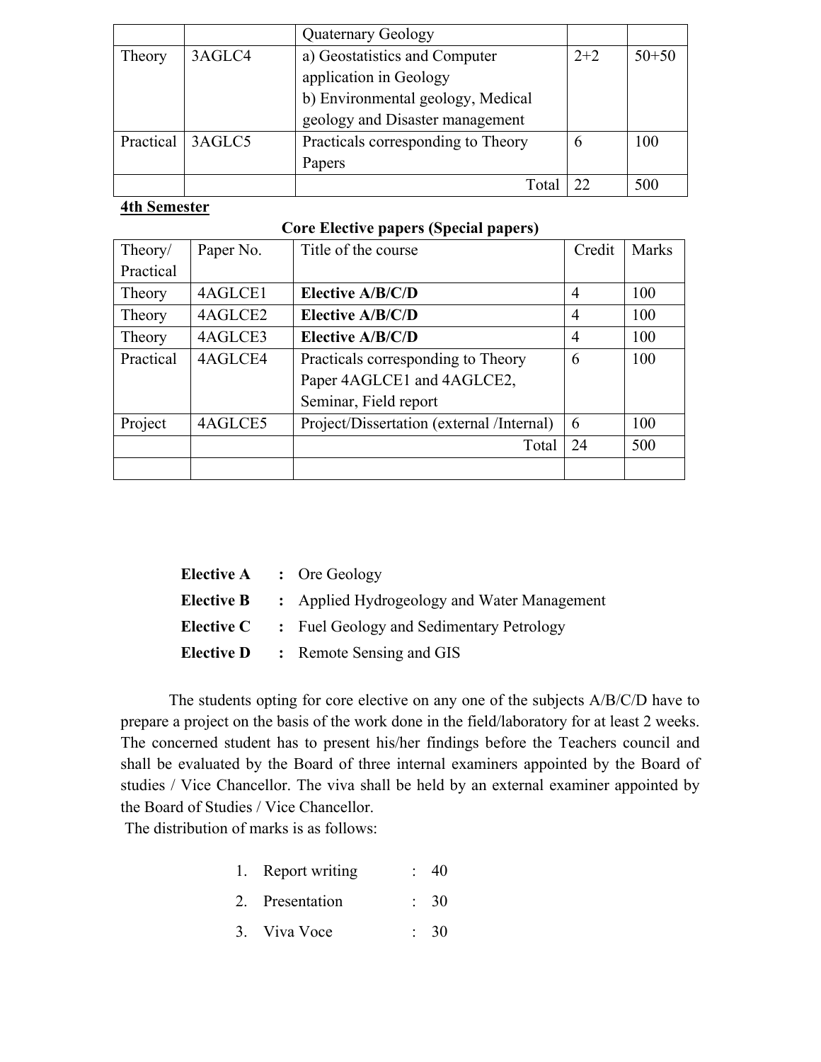|  |  | Quaternary Geology |  |  |
|---|---|---|---|---|
| Theory | 3AGLC4 | a) Geostatistics and Computer application in Geology<br>b) Environmental geology, Medical geology and Disaster management | 2+2 | 50+50 |
| Practical | 3AGLC5 | Practicals corresponding to Theory Papers | 6 | 100 |
|  |  | Total | 22 | 500 |

**4th Semester**

**Core Elective papers (Special papers)**

| Theory/ Practical | Paper No. | Title of the course | Credit | Marks |
|---|---|---|---|---|
| Theory | 4AGLCE1 | **Elective A/B/C/D** | 4 | 100 |
| Theory | 4AGLCE2 | **Elective A/B/C/D** | 4 | 100 |
| Theory | 4AGLCE3 | **Elective A/B/C/D** | 4 | 100 |
| Practical | 4AGLCE4 | Practicals corresponding to Theory Paper 4AGLCE1 and 4AGLCE2, Seminar, Field report | 6 | 100 |
| Project | 4AGLCE5 | Project/Dissertation (external /Internal) | 6 | 100 |
|  |  | Total | 24 | 500 |
|  |  |  |  |  |

**Elective A** : Ore Geology

**Elective B** : Applied Hydrogeology and Water Management

**Elective C** : Fuel Geology and Sedimentary Petrology

**Elective D** : Remote Sensing and GIS

The students opting for core elective on any one of the subjects A/B/C/D have to prepare a project on the basis of the work done in the field/laboratory for at least 2 weeks. The concerned student has to present his/her findings before the Teachers council and shall be evaluated by the Board of three internal examiners appointed by the Board of studies / Vice Chancellor. The viva shall be held by an external examiner appointed by the Board of Studies / Vice Chancellor.

The distribution of marks is as follows:

1. Report writing : 40
2. Presentation : 30
3. Viva Voce : 30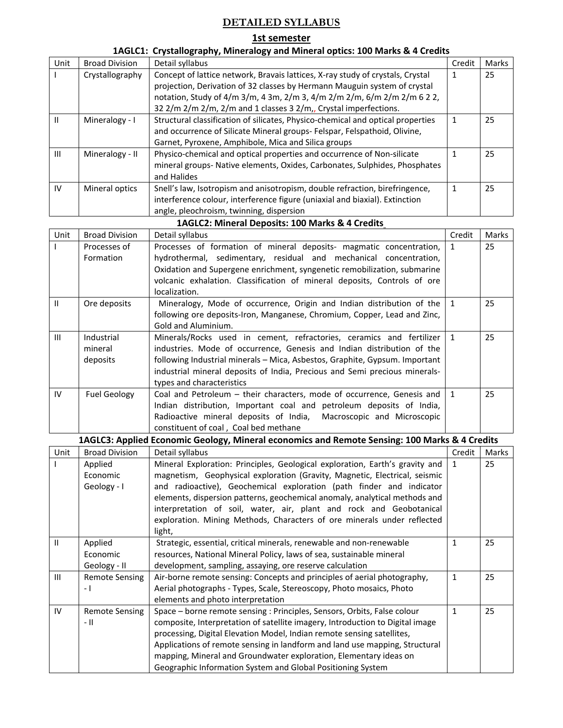# DETAILED SYLLABUS

## 1st semester

### 1AGLC1: Crystallography, Mineralogy and Mineral optics: 100 Marks & 4 Credits

| Unit | Broad Division | Detail syllabus | Credit | Marks |
|---|---|---|---|---|
| I | Crystallography | Concept of lattice network, Bravais lattices, X-ray study of crystals, Crystal projection, Derivation of 32 classes by Hermann Mauguin system of crystal notation, Study of 4/m 3/m, 4 3m, 2/m 3, 4/m 2/m 2/m, 6/m 2/m 2/m 6 2 2, 32 2/m 2/m 2/m, 2/m and 1 classes 3 2/m,, Crystal imperfections. | 1 | 25 |
| II | Mineralogy - I | Structural classification of silicates, Physico-chemical and optical properties and occurrence of Silicate Mineral groups- Felspar, Felspathoid, Olivine, Garnet, Pyroxene, Amphibole, Mica and Silica groups | 1 | 25 |
| III | Mineralogy - II | Physico-chemical and optical properties and occurrence of Non-silicate mineral groups- Native elements, Oxides, Carbonates, Sulphides, Phosphates and Halides | 1 | 25 |
| IV | Mineral optics | Snell's law, Isotropism and anisotropism, double refraction, birefringence, interference colour, interference figure (uniaxial and biaxial). Extinction angle, pleochroism, twinning, dispersion | 1 | 25 |

### 1AGLC2: Mineral Deposits: 100 Marks & 4 Credits

| Unit | Broad Division | Detail syllabus | Credit | Marks |
|---|---|---|---|---|
| I | Processes of Formation | Processes of formation of mineral deposits- magmatic concentration, hydrothermal, sedimentary, residual and mechanical concentration, Oxidation and Supergene enrichment, syngenetic remobilization, submarine volcanic exhalation. Classification of mineral deposits, Controls of ore localization. | 1 | 25 |
| II | Ore deposits | Mineralogy, Mode of occurrence, Origin and Indian distribution of the following ore deposits-Iron, Manganese, Chromium, Copper, Lead and Zinc, Gold and Aluminium. | 1 | 25 |
| III | Industrial mineral deposits | Minerals/Rocks used in cement, refractories, ceramics and fertilizer industries. Mode of occurrence, Genesis and Indian distribution of the following Industrial minerals – Mica, Asbestos, Graphite, Gypsum. Important industrial mineral deposits of India, Precious and Semi precious minerals-types and characteristics | 1 | 25 |
| IV | Fuel Geology | Coal and Petroleum – their characters, mode of occurrence, Genesis and Indian distribution, Important coal and petroleum deposits of India, Radioactive mineral deposits of India, Macroscopic and Microscopic constituent of coal , Coal bed methane | 1 | 25 |

### 1AGLC3: Applied Economic Geology, Mineral economics and Remote Sensing: 100 Marks & 4 Credits

| Unit | Broad Division | Detail syllabus | Credit | Marks |
|---|---|---|---|---|
| I | Applied Economic Geology - I | Mineral Exploration: Principles, Geological exploration, Earth's gravity and magnetism, Geophysical exploration (Gravity, Magnetic, Electrical, seismic and radioactive), Geochemical exploration (path finder and indicator elements, dispersion patterns, geochemical anomaly, analytical methods and interpretation of soil, water, air, plant and rock and Geobotanical exploration. Mining Methods, Characters of ore minerals under reflected light, | 1 | 25 |
| II | Applied Economic Geology - II | Strategic, essential, critical minerals, renewable and non-renewable resources, National Mineral Policy, laws of sea, sustainable mineral development, sampling, assaying, ore reserve calculation | 1 | 25 |
| III | Remote Sensing - I | Air-borne remote sensing: Concepts and principles of aerial photography, Aerial photographs - Types, Scale, Stereoscopy, Photo mosaics, Photo elements and photo interpretation | 1 | 25 |
| IV | Remote Sensing - II | Space – borne remote sensing : Principles, Sensors, Orbits, False colour composite, Interpretation of satellite imagery, Introduction to Digital image processing, Digital Elevation Model, Indian remote sensing satellites, Applications of remote sensing in landform and land use mapping, Structural mapping, Mineral and Groundwater exploration, Elementary ideas on Geographic Information System and Global Positioning System | 1 | 25 |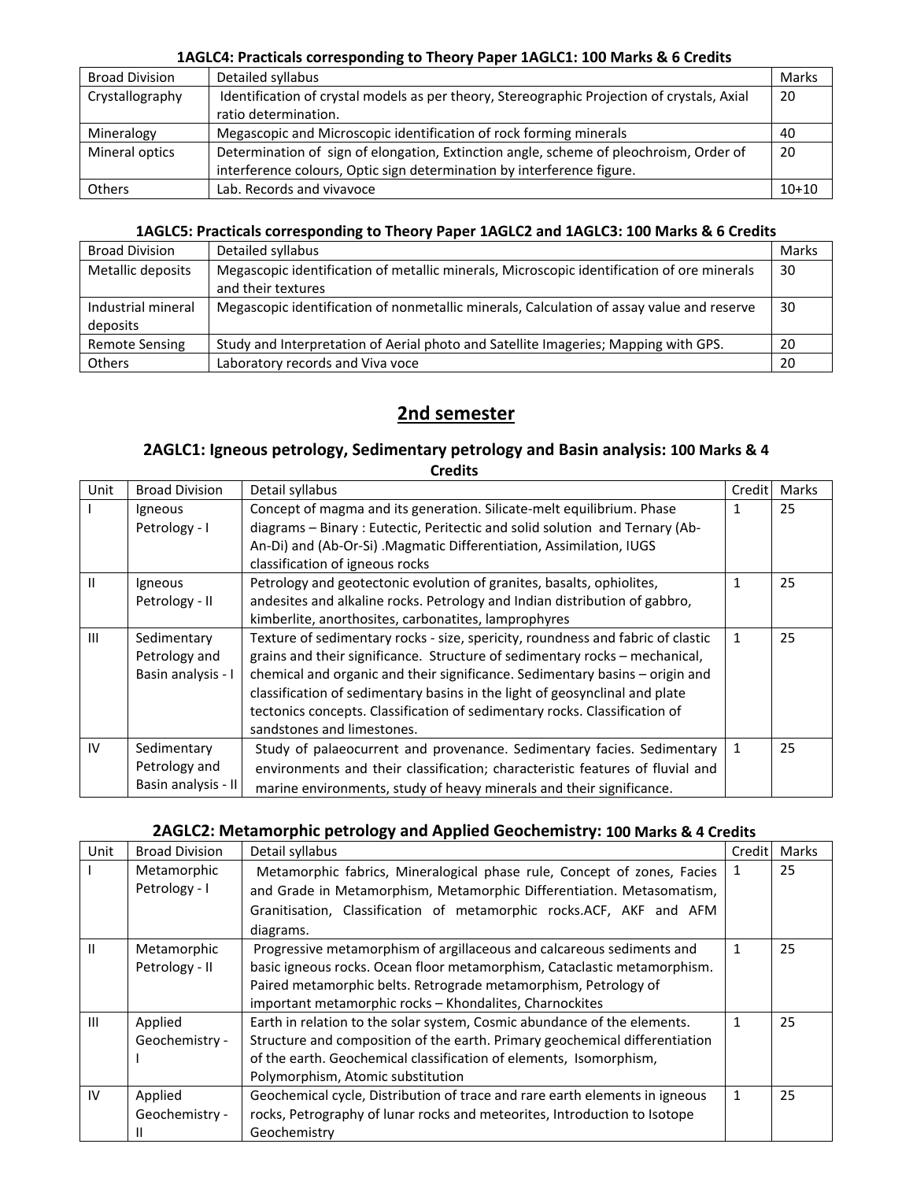**1AGLC4: Practicals corresponding to Theory Paper 1AGLC1: 100 Marks & 6 Credits**

| Broad Division | Detailed syllabus | Marks |
|---|---|---|
| Crystallography | Identification of crystal models as per theory, Stereographic Projection of crystals, Axial ratio determination. | 20 |
| Mineralogy | Megascopic and Microscopic identification of rock forming minerals | 40 |
| Mineral optics | Determination of sign of elongation, Extinction angle, scheme of pleochroism, Order of interference colours, Optic sign determination by interference figure. | 20 |
| Others | Lab. Records and vivavoce | 10+10 |

**1AGLC5: Practicals corresponding to Theory Paper 1AGLC2 and 1AGLC3: 100 Marks & 6 Credits**

| Broad Division | Detailed syllabus | Marks |
|---|---|---|
| Metallic deposits | Megascopic identification of metallic minerals, Microscopic identification of ore minerals and their textures | 30 |
| Industrial mineral deposits | Megascopic identification of nonmetallic minerals, Calculation of assay value and reserve | 30 |
| Remote Sensing | Study and Interpretation of Aerial photo and Satellite Imageries; Mapping with GPS. | 20 |
| Others | Laboratory records and Viva voce | 20 |

## 2nd semester

### 2AGLC1: Igneous petrology, Sedimentary petrology and Basin analysis: 100 Marks & 4 Credits

| Unit | Broad Division | Detail syllabus | Credit | Marks |
|---|---|---|---|---|
| I | Igneous Petrology - I | Concept of magma and its generation. Silicate-melt equilibrium. Phase diagrams – Binary : Eutectic, Peritectic and solid solution and Ternary (Ab-An-Di) and (Ab-Or-Si) .Magmatic Differentiation, Assimilation, IUGS classification of igneous rocks | 1 | 25 |
| II | Igneous Petrology - II | Petrology and geotectonic evolution of granites, basalts, ophiolites, andesites and alkaline rocks. Petrology and Indian distribution of gabbro, kimberlite, anorthosites, carbonatites, lamprophyres | 1 | 25 |
| III | Sedimentary Petrology and Basin analysis - I | Texture of sedimentary rocks - size, spericity, roundness and fabric of clastic grains and their significance. Structure of sedimentary rocks – mechanical, chemical and organic and their significance. Sedimentary basins – origin and classification of sedimentary basins in the light of geosynclinal and plate tectonics concepts. Classification of sedimentary rocks. Classification of sandstones and limestones. | 1 | 25 |
| IV | Sedimentary Petrology and Basin analysis - II | Study of palaeocurrent and provenance. Sedimentary facies. Sedimentary environments and their classification; characteristic features of fluvial and marine environments, study of heavy minerals and their significance. | 1 | 25 |

### 2AGLC2: Metamorphic petrology and Applied Geochemistry: 100 Marks & 4 Credits

| Unit | Broad Division | Detail syllabus | Credit | Marks |
|---|---|---|---|---|
| I | Metamorphic Petrology - I | Metamorphic fabrics, Mineralogical phase rule, Concept of zones, Facies and Grade in Metamorphism, Metamorphic Differentiation. Metasomatism, Granitisation, Classification of metamorphic rocks.ACF, AKF and AFM diagrams. | 1 | 25 |
| II | Metamorphic Petrology - II | Progressive metamorphism of argillaceous and calcareous sediments and basic igneous rocks. Ocean floor metamorphism, Cataclastic metamorphism. Paired metamorphic belts. Retrograde metamorphism, Petrology of important metamorphic rocks – Khondalites, Charnockites | 1 | 25 |
| III | Applied Geochemistry - I | Earth in relation to the solar system, Cosmic abundance of the elements. Structure and composition of the earth. Primary geochemical differentiation of the earth. Geochemical classification of elements, Isomorphism, Polymorphism, Atomic substitution | 1 | 25 |
| IV | Applied Geochemistry - II | Geochemical cycle, Distribution of trace and rare earth elements in igneous rocks, Petrography of lunar rocks and meteorites, Introduction to Isotope Geochemistry | 1 | 25 |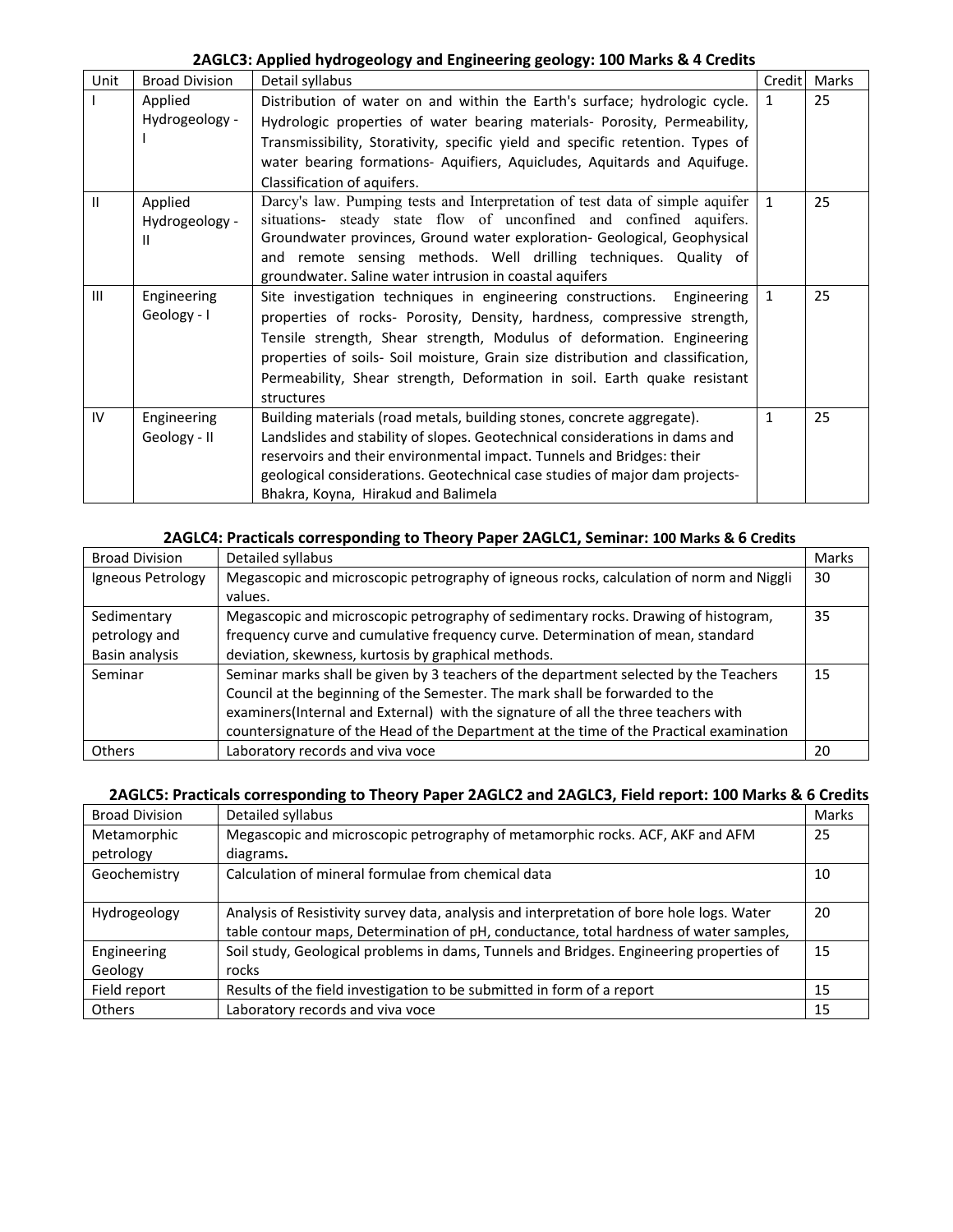### 2AGLC3: Applied hydrogeology and Engineering geology: 100 Marks & 4 Credits

| Unit | Broad Division | Detail syllabus | Credit | Marks |
|---|---|---|---|---|
| I | Applied Hydrogeology - I | Distribution of water on and within the Earth's surface; hydrologic cycle. Hydrologic properties of water bearing materials- Porosity, Permeability, Transmissibility, Storativity, specific yield and specific retention. Types of water bearing formations- Aquifiers, Aquicludes, Aquitards and Aquifuge. Classification of aquifers. | 1 | 25 |
| II | Applied Hydrogeology - II | Darcy's law. Pumping tests and Interpretation of test data of simple aquifer situations- steady state flow of unconfined and confined aquifers. Groundwater provinces, Ground water exploration- Geological, Geophysical and remote sensing methods. Well drilling techniques. Quality of groundwater. Saline water intrusion in coastal aquifers | 1 | 25 |
| III | Engineering Geology - I | Site investigation techniques in engineering constructions. Engineering properties of rocks- Porosity, Density, hardness, compressive strength, Tensile strength, Shear strength, Modulus of deformation. Engineering properties of soils- Soil moisture, Grain size distribution and classification, Permeability, Shear strength, Deformation in soil. Earth quake resistant structures | 1 | 25 |
| IV | Engineering Geology - II | Building materials (road metals, building stones, concrete aggregate). Landslides and stability of slopes. Geotechnical considerations in dams and reservoirs and their environmental impact. Tunnels and Bridges: their geological considerations. Geotechnical case studies of major dam projects- Bhakra, Koyna, Hirakud and Balimela | 1 | 25 |

### 2AGLC4: Practicals corresponding to Theory Paper 2AGLC1, Seminar: 100 Marks & 6 Credits

| Broad Division | Detailed syllabus | Marks |
|---|---|---|
| Igneous Petrology | Megascopic and microscopic petrography of igneous rocks, calculation of norm and Niggli values. | 30 |
| Sedimentary petrology and Basin analysis | Megascopic and microscopic petrography of sedimentary rocks. Drawing of histogram, frequency curve and cumulative frequency curve. Determination of mean, standard deviation, skewness, kurtosis by graphical methods. | 35 |
| Seminar | Seminar marks shall be given by 3 teachers of the department selected by the Teachers Council at the beginning of the Semester. The mark shall be forwarded to the examiners(Internal and External) with the signature of all the three teachers with countersignature of the Head of the Department at the time of the Practical examination | 15 |
| Others | Laboratory records and viva voce | 20 |

### 2AGLC5: Practicals corresponding to Theory Paper 2AGLC2 and 2AGLC3, Field report: 100 Marks & 6 Credits

| Broad Division | Detailed syllabus | Marks |
|---|---|---|
| Metamorphic petrology | Megascopic and microscopic petrography of metamorphic rocks. ACF, AKF and AFM diagrams**.** | 25 |
| Geochemistry | Calculation of mineral formulae from chemical data | 10 |
| Hydrogeology | Analysis of Resistivity survey data, analysis and interpretation of bore hole logs. Water table contour maps, Determination of pH, conductance, total hardness of water samples, | 20 |
| Engineering Geology | Soil study, Geological problems in dams, Tunnels and Bridges. Engineering properties of rocks | 15 |
| Field report | Results of the field investigation to be submitted in form of a report | 15 |
| Others | Laboratory records and viva voce | 15 |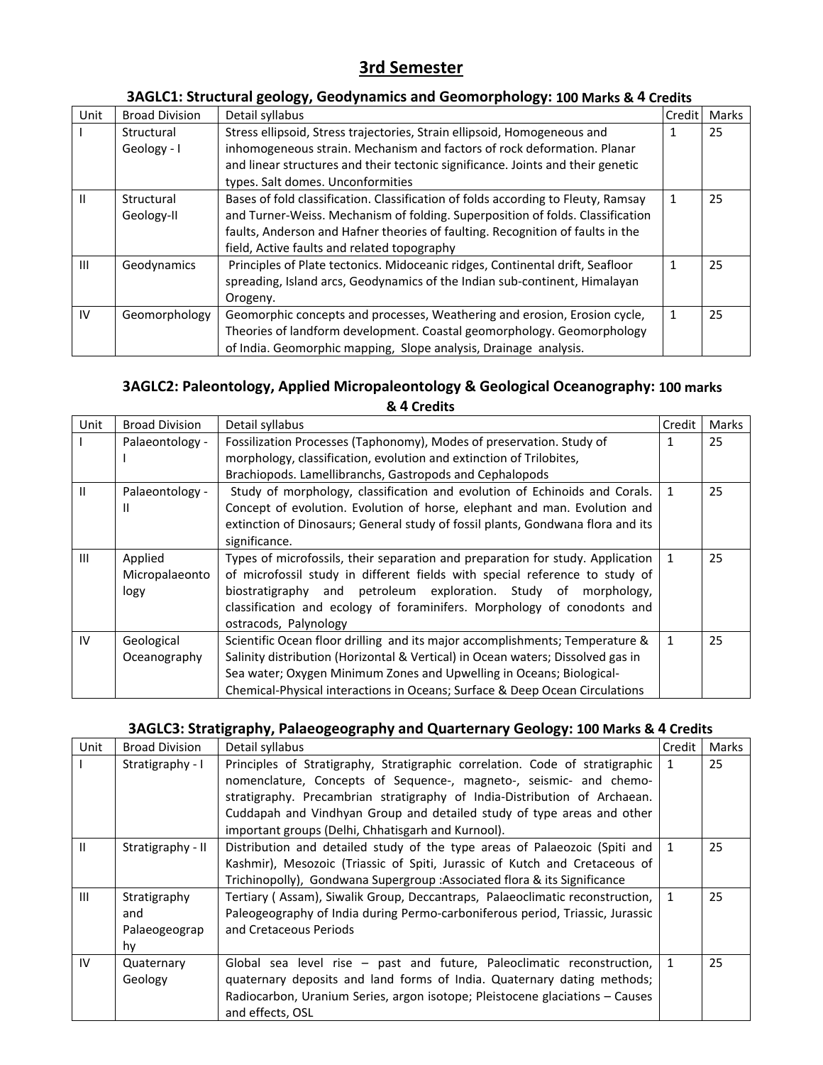# 3rd Semester

### 3AGLC1: Structural geology, Geodynamics and Geomorphology: 100 Marks & 4 Credits

| Unit | Broad Division | Detail syllabus | Credit | Marks |
|---|---|---|---|---|
| I | Structural Geology - I | Stress ellipsoid, Stress trajectories, Strain ellipsoid, Homogeneous and inhomogeneous strain. Mechanism and factors of rock deformation. Planar and linear structures and their tectonic significance. Joints and their genetic types. Salt domes. Unconformities | 1 | 25 |
| II | Structural Geology-II | Bases of fold classification. Classification of folds according to Fleuty, Ramsay and Turner-Weiss. Mechanism of folding. Superposition of folds. Classification faults, Anderson and Hafner theories of faulting. Recognition of faults in the field, Active faults and related topography | 1 | 25 |
| III | Geodynamics | Principles of Plate tectonics. Midoceanic ridges, Continental drift, Seafloor spreading, Island arcs, Geodynamics of the Indian sub-continent, Himalayan Orogeny. | 1 | 25 |
| IV | Geomorphology | Geomorphic concepts and processes, Weathering and erosion, Erosion cycle, Theories of landform development. Coastal geomorphology. Geomorphology of India. Geomorphic mapping, Slope analysis, Drainage analysis. | 1 | 25 |

### 3AGLC2: Paleontology, Applied Micropaleontology & Geological Oceanography: 100 marks & 4 Credits

| Unit | Broad Division | Detail syllabus | Credit | Marks |
|---|---|---|---|---|
| I | Palaeontology - I | Fossilization Processes (Taphonomy), Modes of preservation. Study of morphology, classification, evolution and extinction of Trilobites, Brachiopods. Lamellibranchs, Gastropods and Cephalopods | 1 | 25 |
| II | Palaeontology - II | Study of morphology, classification and evolution of Echinoids and Corals. Concept of evolution. Evolution of horse, elephant and man. Evolution and extinction of Dinosaurs; General study of fossil plants, Gondwana flora and its significance. | 1 | 25 |
| III | Applied Micropalaeontology | Types of microfossils, their separation and preparation for study. Application of microfossil study in different fields with special reference to study of biostratigraphy and petroleum exploration. Study of morphology, classification and ecology of foraminifers. Morphology of conodonts and ostracods, Palynology | 1 | 25 |
| IV | Geological Oceanography | Scientific Ocean floor drilling and its major accomplishments; Temperature & Salinity distribution (Horizontal & Vertical) in Ocean waters; Dissolved gas in Sea water; Oxygen Minimum Zones and Upwelling in Oceans; Biological-Chemical-Physical interactions in Oceans; Surface & Deep Ocean Circulations | 1 | 25 |

### 3AGLC3: Stratigraphy, Palaeogeography and Quarternary Geology: 100 Marks & 4 Credits

| Unit | Broad Division | Detail syllabus | Credit | Marks |
|---|---|---|---|---|
| I | Stratigraphy - I | Principles of Stratigraphy, Stratigraphic correlation. Code of stratigraphic nomenclature, Concepts of Sequence-, magneto-, seismic- and chemo-stratigraphy. Precambrian stratigraphy of India-Distribution of Archaean. Cuddapah and Vindhyan Group and detailed study of type areas and other important groups (Delhi, Chhatisgarh and Kurnool). | 1 | 25 |
| II | Stratigraphy - II | Distribution and detailed study of the type areas of Palaeozoic (Spiti and Kashmir), Mesozoic (Triassic of Spiti, Jurassic of Kutch and Cretaceous of Trichinopolly), Gondwana Supergroup :Associated flora & its Significance | 1 | 25 |
| III | Stratigraphy and Palaeogeography | Tertiary ( Assam), Siwalik Group, Deccantraps, Palaeoclimatic reconstruction, Paleogeography of India during Permo-carboniferous period, Triassic, Jurassic and Cretaceous Periods | 1 | 25 |
| IV | Quaternary Geology | Global sea level rise – past and future, Paleoclimatic reconstruction, quaternary deposits and land forms of India. Quaternary dating methods; Radiocarbon, Uranium Series, argon isotope; Pleistocene glaciations – Causes and effects, OSL | 1 | 25 |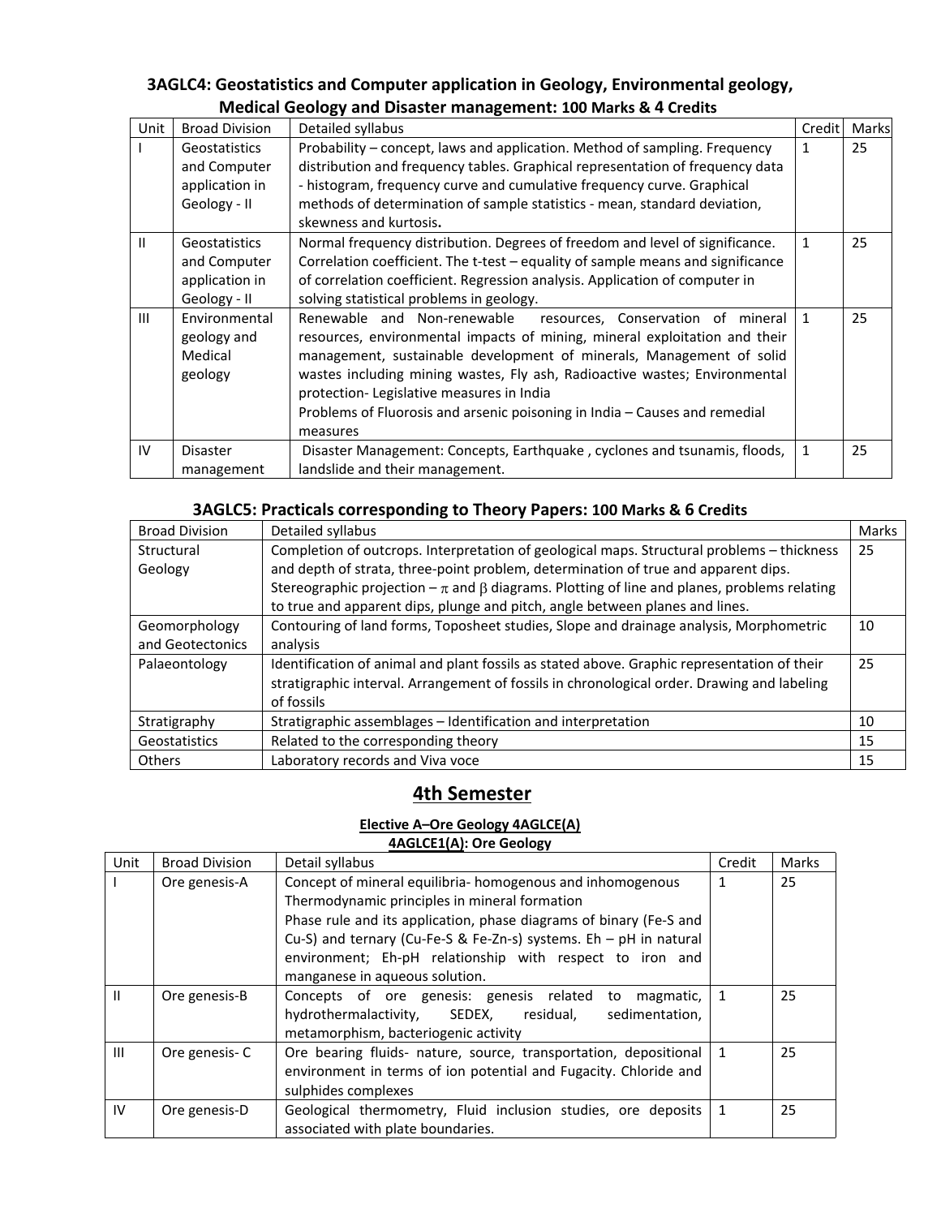### 3AGLC4: Geostatistics and Computer application in Geology, Environmental geology, Medical Geology and Disaster management: 100 Marks & 4 Credits

| Unit | Broad Division | Detailed syllabus | Credit | Marks |
|---|---|---|---|---|
| I | Geostatistics and Computer application in Geology - II | Probability – concept, laws and application. Method of sampling. Frequency distribution and frequency tables. Graphical representation of frequency data - histogram, frequency curve and cumulative frequency curve. Graphical methods of determination of sample statistics - mean, standard deviation, skewness and kurtosis. | 1 | 25 |
| II | Geostatistics and Computer application in Geology - II | Normal frequency distribution. Degrees of freedom and level of significance. Correlation coefficient. The t-test – equality of sample means and significance of correlation coefficient. Regression analysis. Application of computer in solving statistical problems in geology. | 1 | 25 |
| III | Environmental geology and Medical geology | Renewable and Non-renewable resources, Conservation of mineral resources, environmental impacts of mining, mineral exploitation and their management, sustainable development of minerals, Management of solid wastes including mining wastes, Fly ash, Radioactive wastes; Environmental protection- Legislative measures in India<br>Problems of Fluorosis and arsenic poisoning in India – Causes and remedial measures | 1 | 25 |
| IV | Disaster management | Disaster Management: Concepts, Earthquake , cyclones and tsunamis, floods, landslide and their management. | 1 | 25 |

### 3AGLC5: Practicals corresponding to Theory Papers: 100 Marks & 6 Credits

| Broad Division | Detailed syllabus | Marks |
|---|---|---|
| Structural Geology | Completion of outcrops. Interpretation of geological maps. Structural problems – thickness and depth of strata, three-point problem, determination of true and apparent dips. Stereographic projection – $\pi$ and $\beta$ diagrams. Plotting of line and planes, problems relating to true and apparent dips, plunge and pitch, angle between planes and lines. | 25 |
| Geomorphology and Geotectonics | Contouring of land forms, Toposheet studies, Slope and drainage analysis, Morphometric analysis | 10 |
| Palaeontology | Identification of animal and plant fossils as stated above. Graphic representation of their stratigraphic interval. Arrangement of fossils in chronological order. Drawing and labeling of fossils | 25 |
| Stratigraphy | Stratigraphic assemblages – Identification and interpretation | 10 |
| Geostatistics | Related to the corresponding theory | 15 |
| Others | Laboratory records and Viva voce | 15 |

## 4th Semester

**Elective A–Ore Geology 4AGLCE(A)**

**4AGLCE1(A): Ore Geology**

| Unit | Broad Division | Detail syllabus | Credit | Marks |
|---|---|---|---|---|
| I | Ore genesis-A | Concept of mineral equilibria- homogenous and inhomogenous Thermodynamic principles in mineral formation<br>Phase rule and its application, phase diagrams of binary (Fe-S and Cu-S) and ternary (Cu-Fe-S & Fe-Zn-s) systems. Eh – pH in natural environment; Eh-pH relationship with respect to iron and manganese in aqueous solution. | 1 | 25 |
| II | Ore genesis-B | Concepts of ore genesis: genesis related to magmatic, hydrothermalactivity, SEDEX, residual, sedimentation, metamorphism, bacteriogenic activity | 1 | 25 |
| III | Ore genesis- C | Ore bearing fluids- nature, source, transportation, depositional environment in terms of ion potential and Fugacity. Chloride and sulphides complexes | 1 | 25 |
| IV | Ore genesis-D | Geological thermometry, Fluid inclusion studies, ore deposits associated with plate boundaries. | 1 | 25 |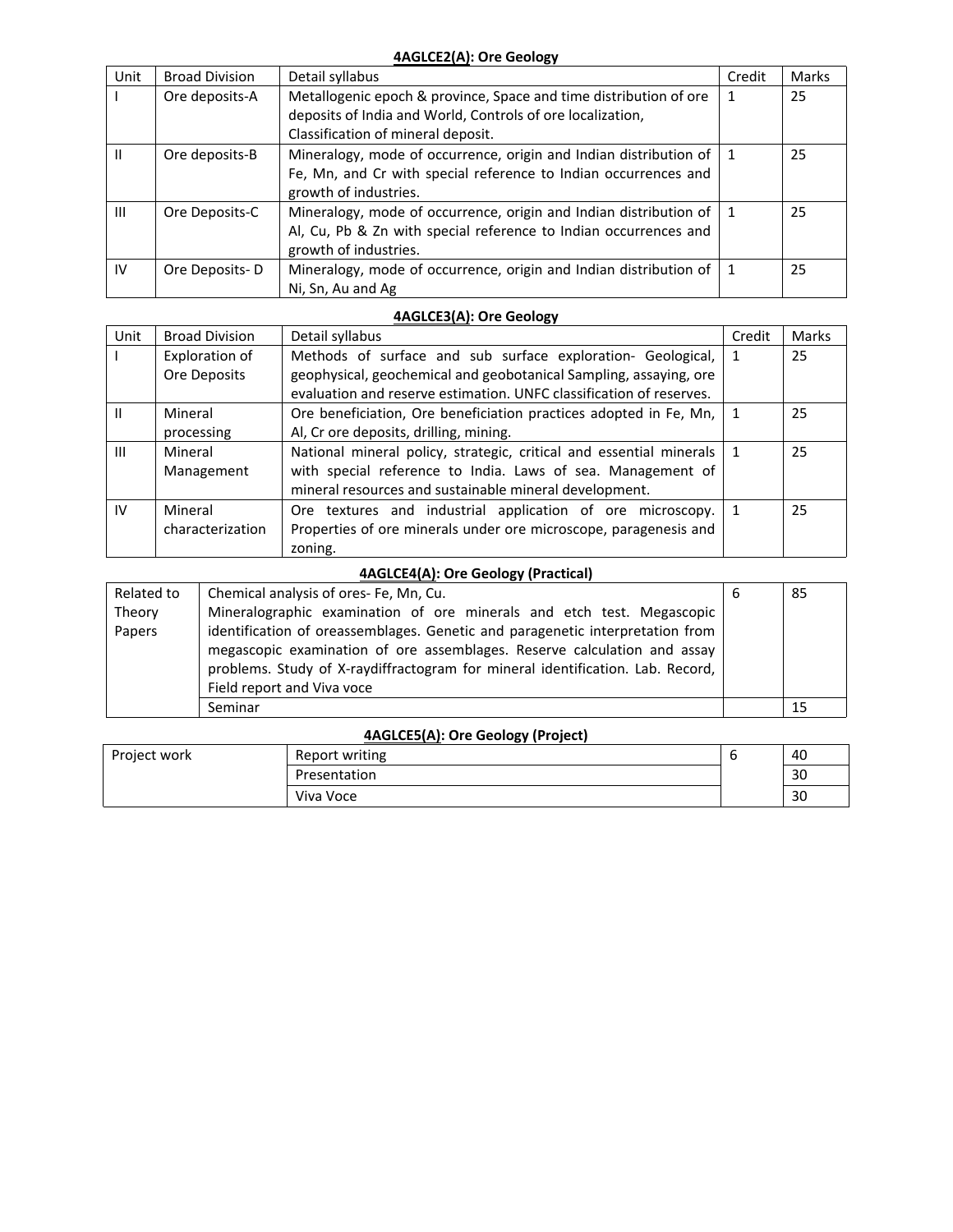**4AGLCE2(A): Ore Geology**

| Unit | Broad Division | Detail syllabus | Credit | Marks |
|---|---|---|---|---|
| I | Ore deposits-A | Metallogenic epoch & province, Space and time distribution of ore deposits of India and World, Controls of ore localization, Classification of mineral deposit. | 1 | 25 |
| II | Ore deposits-B | Mineralogy, mode of occurrence, origin and Indian distribution of Fe, Mn, and Cr with special reference to Indian occurrences and growth of industries. | 1 | 25 |
| III | Ore Deposits-C | Mineralogy, mode of occurrence, origin and Indian distribution of Al, Cu, Pb & Zn with special reference to Indian occurrences and growth of industries. | 1 | 25 |
| IV | Ore Deposits- D | Mineralogy, mode of occurrence, origin and Indian distribution of Ni, Sn, Au and Ag | 1 | 25 |

**4AGLCE3(A): Ore Geology**

| Unit | Broad Division | Detail syllabus | Credit | Marks |
|---|---|---|---|---|
| I | Exploration of Ore Deposits | Methods of surface and sub surface exploration- Geological, geophysical, geochemical and geobotanical Sampling, assaying, ore evaluation and reserve estimation. UNFC classification of reserves. | 1 | 25 |
| II | Mineral processing | Ore beneficiation, Ore beneficiation practices adopted in Fe, Mn, Al, Cr ore deposits, drilling, mining. | 1 | 25 |
| III | Mineral Management | National mineral policy, strategic, critical and essential minerals with special reference to India. Laws of sea. Management of mineral resources and sustainable mineral development. | 1 | 25 |
| IV | Mineral characterization | Ore textures and industrial application of ore microscopy. Properties of ore minerals under ore microscope, paragenesis and zoning. | 1 | 25 |

**4AGLCE4(A): Ore Geology (Practical)**

| | | | |
|---|---|---|---|
| Related to Theory Papers | Chemical analysis of ores- Fe, Mn, Cu. Mineralographic examination of ore minerals and etch test. Megascopic identification of oreassemblages. Genetic and paragenetic interpretation from megascopic examination of ore assemblages. Reserve calculation and assay problems. Study of X-raydiffractogram for mineral identification. Lab. Record, Field report and Viva voce | 6 | 85 |
| | Seminar | | 15 |

**4AGLCE5(A): Ore Geology (Project)**

| | | | |
|---|---|---|---|
| Project work | Report writing | 6 | 40 |
| | Presentation | | 30 |
| | Viva Voce | | 30 |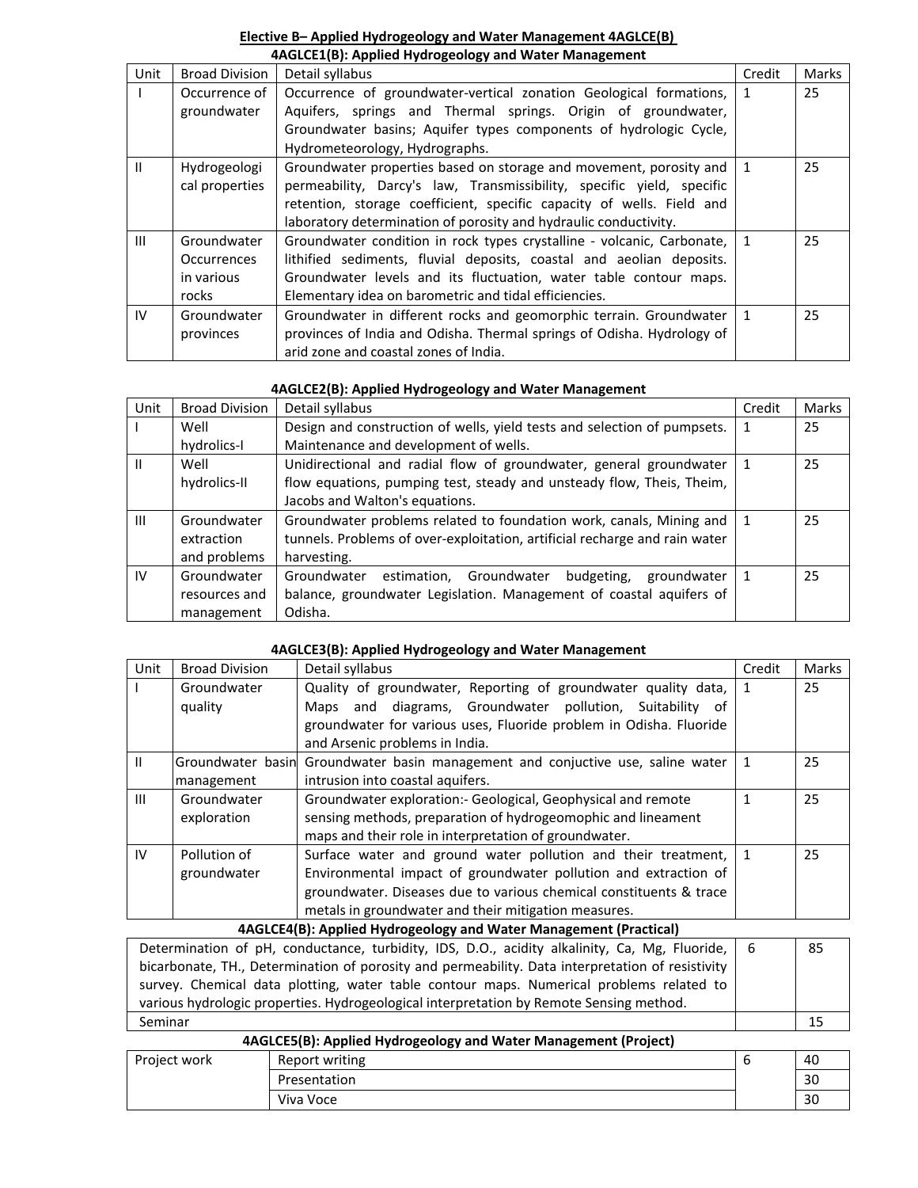## Elective B– Applied Hydrogeology and Water Management 4AGLCE(B)

### 4AGLCE1(B): Applied Hydrogeology and Water Management

| Unit | Broad Division | Detail syllabus | Credit | Marks |
|---|---|---|---|---|
| I | Occurrence of groundwater | Occurrence of groundwater-vertical zonation Geological formations, Aquifers, springs and Thermal springs. Origin of groundwater, Groundwater basins; Aquifer types components of hydrologic Cycle, Hydrometeorology, Hydrographs. | 1 | 25 |
| II | Hydrogeological properties | Groundwater properties based on storage and movement, porosity and permeability, Darcy's law, Transmissibility, specific yield, specific retention, storage coefficient, specific capacity of wells. Field and laboratory determination of porosity and hydraulic conductivity. | 1 | 25 |
| III | Groundwater Occurrences in various rocks | Groundwater condition in rock types crystalline - volcanic, Carbonate, lithified sediments, fluvial deposits, coastal and aeolian deposits. Groundwater levels and its fluctuation, water table contour maps. Elementary idea on barometric and tidal efficiencies. | 1 | 25 |
| IV | Groundwater provinces | Groundwater in different rocks and geomorphic terrain. Groundwater provinces of India and Odisha. Thermal springs of Odisha. Hydrology of arid zone and coastal zones of India. | 1 | 25 |

### 4AGLCE2(B): Applied Hydrogeology and Water Management

| Unit | Broad Division | Detail syllabus | Credit | Marks |
|---|---|---|---|---|
| I | Well hydrolics-I | Design and construction of wells, yield tests and selection of pumpsets. Maintenance and development of wells. | 1 | 25 |
| II | Well hydrolics-II | Unidirectional and radial flow of groundwater, general groundwater flow equations, pumping test, steady and unsteady flow, Theis, Theim, Jacobs and Walton's equations. | 1 | 25 |
| III | Groundwater extraction and problems | Groundwater problems related to foundation work, canals, Mining and tunnels. Problems of over-exploitation, artificial recharge and rain water harvesting. | 1 | 25 |
| IV | Groundwater resources and management | Groundwater estimation, Groundwater budgeting, groundwater balance, groundwater Legislation. Management of coastal aquifers of Odisha. | 1 | 25 |

### 4AGLCE3(B): Applied Hydrogeology and Water Management

| Unit | Broad Division | Detail syllabus | Credit | Marks |
|---|---|---|---|---|
| I | Groundwater quality | Quality of groundwater, Reporting of groundwater quality data, Maps and diagrams, Groundwater pollution, Suitability of groundwater for various uses, Fluoride problem in Odisha. Fluoride and Arsenic problems in India. | 1 | 25 |
| II | Groundwater basin management | Groundwater basin management and conjuctive use, saline water intrusion into coastal aquifers. | 1 | 25 |
| III | Groundwater exploration | Groundwater exploration:- Geological, Geophysical and remote sensing methods, preparation of hydrogeomophic and lineament maps and their role in interpretation of groundwater. | 1 | 25 |
| IV | Pollution of groundwater | Surface water and ground water pollution and their treatment, Environmental impact of groundwater pollution and extraction of groundwater. Diseases due to various chemical constituents & trace metals in groundwater and their mitigation measures. | 1 | 25 |

### 4AGLCE4(B): Applied Hydrogeology and Water Management (Practical)

| Detail syllabus | Credit | Marks |
|---|---|---|
| Determination of pH, conductance, turbidity, IDS, D.O., acidity alkalinity, Ca, Mg, Fluoride, bicarbonate, TH., Determination of porosity and permeability. Data interpretation of resistivity survey. Chemical data plotting, water table contour maps. Numerical problems related to various hydrologic properties. Hydrogeological interpretation by Remote Sensing method. | 6 | 85 |
| Seminar | | 15 |

### 4AGLCE5(B): Applied Hydrogeology and Water Management (Project)

| | | Credit | Marks |
|---|---|---|---|
| Project work | Report writing | 6 | 40 |
| | Presentation | | 30 |
| | Viva Voce | | 30 |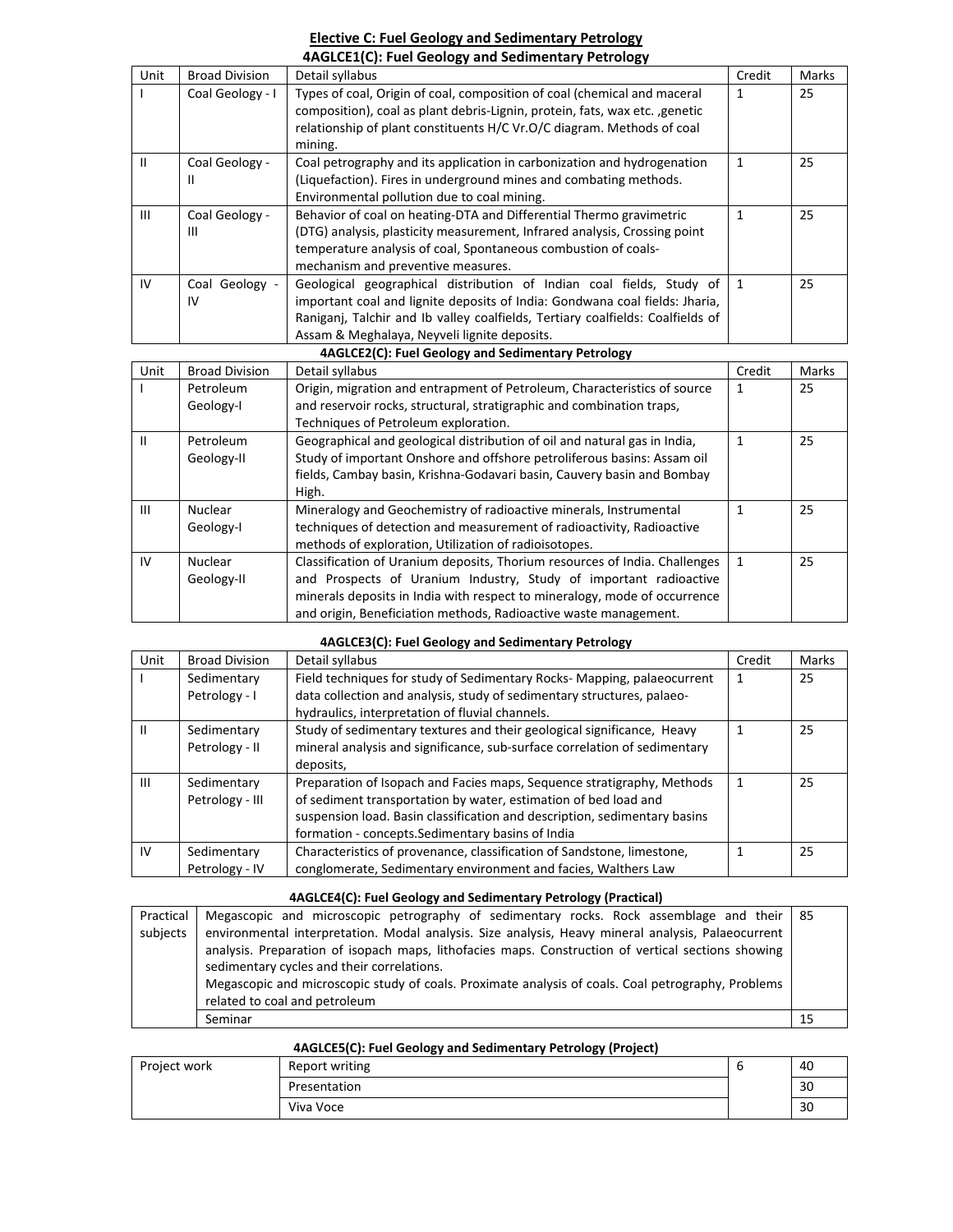## Elective C: Fuel Geology and Sedimentary Petrology

### 4AGLCE1(C): Fuel Geology and Sedimentary Petrology

| Unit | Broad Division | Detail syllabus | Credit | Marks |
|---|---|---|---|---|
| I | Coal Geology - I | Types of coal, Origin of coal, composition of coal (chemical and maceral composition), coal as plant debris-Lignin, protein, fats, wax etc. ,genetic relationship of plant constituents H/C Vr.O/C diagram. Methods of coal mining. | 1 | 25 |
| II | Coal Geology - II | Coal petrography and its application in carbonization and hydrogenation (Liquefaction). Fires in underground mines and combating methods. Environmental pollution due to coal mining. | 1 | 25 |
| III | Coal Geology - III | Behavior of coal on heating-DTA and Differential Thermo gravimetric (DTG) analysis, plasticity measurement, Infrared analysis, Crossing point temperature analysis of coal, Spontaneous combustion of coals-mechanism and preventive measures. | 1 | 25 |
| IV | Coal Geology - IV | Geological geographical distribution of Indian coal fields, Study of important coal and lignite deposits of India: Gondwana coal fields: Jharia, Raniganj, Talchir and Ib valley coalfields, Tertiary coalfields: Coalfields of Assam & Meghalaya, Neyveli lignite deposits. | 1 | 25 |

### 4AGLCE2(C): Fuel Geology and Sedimentary Petrology

| Unit | Broad Division | Detail syllabus | Credit | Marks |
|---|---|---|---|---|
| I | Petroleum Geology-I | Origin, migration and entrapment of Petroleum, Characteristics of source and reservoir rocks, structural, stratigraphic and combination traps, Techniques of Petroleum exploration. | 1 | 25 |
| II | Petroleum Geology-II | Geographical and geological distribution of oil and natural gas in India, Study of important Onshore and offshore petroliferous basins: Assam oil fields, Cambay basin, Krishna-Godavari basin, Cauvery basin and Bombay High. | 1 | 25 |
| III | Nuclear Geology-I | Mineralogy and Geochemistry of radioactive minerals, Instrumental techniques of detection and measurement of radioactivity, Radioactive methods of exploration, Utilization of radioisotopes. | 1 | 25 |
| IV | Nuclear Geology-II | Classification of Uranium deposits, Thorium resources of India. Challenges and Prospects of Uranium Industry, Study of important radioactive minerals deposits in India with respect to mineralogy, mode of occurrence and origin, Beneficiation methods, Radioactive waste management. | 1 | 25 |

### 4AGLCE3(C): Fuel Geology and Sedimentary Petrology

| Unit | Broad Division | Detail syllabus | Credit | Marks |
|---|---|---|---|---|
| I | Sedimentary Petrology - I | Field techniques for study of Sedimentary Rocks- Mapping, palaeocurrent data collection and analysis, study of sedimentary structures, palaeo-hydraulics, interpretation of fluvial channels. | 1 | 25 |
| II | Sedimentary Petrology - II | Study of sedimentary textures and their geological significance, Heavy mineral analysis and significance, sub-surface correlation of sedimentary deposits, | 1 | 25 |
| III | Sedimentary Petrology - III | Preparation of Isopach and Facies maps, Sequence stratigraphy, Methods of sediment transportation by water, estimation of bed load and suspension load. Basin classification and description, sedimentary basins formation - concepts.Sedimentary basins of India | 1 | 25 |
| IV | Sedimentary Petrology - IV | Characteristics of provenance, classification of Sandstone, limestone, conglomerate, Sedimentary environment and facies, Walthers Law | 1 | 25 |

### 4AGLCE4(C): Fuel Geology and Sedimentary Petrology (Practical)

| Practical subjects | Details | Marks |
|---|---|---|
| Practical subjects | Megascopic and microscopic petrography of sedimentary rocks. Rock assemblage and their environmental interpretation. Modal analysis. Size analysis, Heavy mineral analysis, Palaeocurrent analysis. Preparation of isopach maps, lithofacies maps. Construction of vertical sections showing sedimentary cycles and their correlations. Megascopic and microscopic study of coals. Proximate analysis of coals. Coal petrography, Problems related to coal and petroleum | 85 |
| | Seminar | 15 |

### 4AGLCE5(C): Fuel Geology and Sedimentary Petrology (Project)

| Project work | Component | Credit | Marks |
|---|---|---|---|
| Project work | Report writing | 6 | 40 |
| | Presentation | | 30 |
| | Viva Voce | | 30 |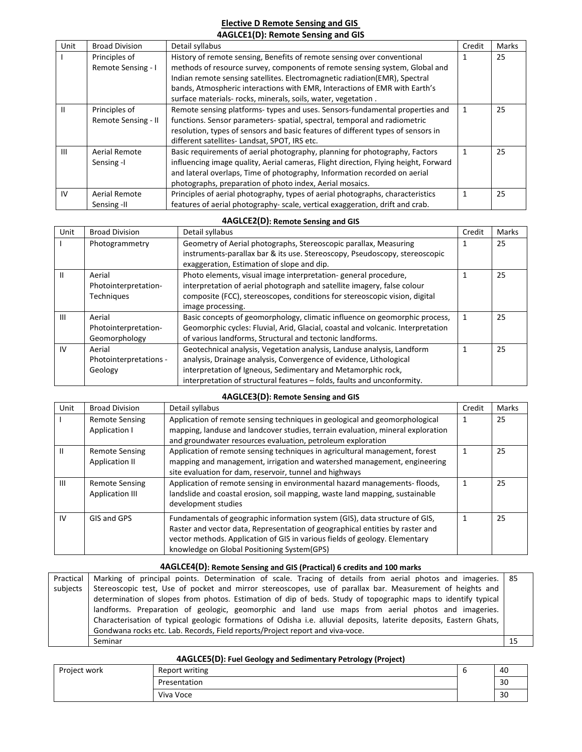## Elective D Remote Sensing and GIS

### 4AGLCE1(D): Remote Sensing and GIS

| Unit | Broad Division | Detail syllabus | Credit | Marks |
|---|---|---|---|---|
| I | Principles of Remote Sensing - I | History of remote sensing, Benefits of remote sensing over conventional methods of resource survey, components of remote sensing system, Global and Indian remote sensing satellites. Electromagnetic radiation(EMR), Spectral bands, Atmospheric interactions with EMR, Interactions of EMR with Earth's surface materials- rocks, minerals, soils, water, vegetation . | 1 | 25 |
| II | Principles of Remote Sensing - II | Remote sensing platforms- types and uses. Sensors-fundamental properties and functions. Sensor parameters- spatial, spectral, temporal and radiometric resolution, types of sensors and basic features of different types of sensors in different satellites- Landsat, SPOT, IRS etc. | 1 | 25 |
| III | Aerial Remote Sensing -I | Basic requirements of aerial photography, planning for photography, Factors influencing image quality, Aerial cameras, Flight direction, Flying height, Forward and lateral overlaps, Time of photography, Information recorded on aerial photographs, preparation of photo index, Aerial mosaics. | 1 | 25 |
| IV | Aerial Remote Sensing -II | Principles of aerial photography, types of aerial photographs, characteristics features of aerial photography- scale, vertical exaggeration, drift and crab. | 1 | 25 |

### 4AGLCE2(D): Remote Sensing and GIS

| Unit | Broad Division | Detail syllabus | Credit | Marks |
|---|---|---|---|---|
| I | Photogrammetry | Geometry of Aerial photographs, Stereoscopic parallax, Measuring instruments-parallax bar & its use. Stereoscopy, Pseudoscopy, stereoscopic exaggeration, Estimation of slope and dip. | 1 | 25 |
| II | Aerial Photointerpretation-Techniques | Photo elements, visual image interpretation- general procedure, interpretation of aerial photograph and satellite imagery, false colour composite (FCC), stereoscopes, conditions for stereoscopic vision, digital image processing. | 1 | 25 |
| III | Aerial Photointerpretation-Geomorphology | Basic concepts of geomorphology, climatic influence on geomorphic process, Geomorphic cycles: Fluvial, Arid, Glacial, coastal and volcanic. Interpretation of various landforms, Structural and tectonic landforms. | 1 | 25 |
| IV | Aerial Photointerpretations - Geology | Geotechnical analysis, Vegetation analysis, Landuse analysis, Landform analysis, Drainage analysis, Convergence of evidence, Lithological interpretation of Igneous, Sedimentary and Metamorphic rock, interpretation of structural features – folds, faults and unconformity. | 1 | 25 |

### 4AGLCE3(D): Remote Sensing and GIS

| Unit | Broad Division | Detail syllabus | Credit | Marks |
|---|---|---|---|---|
| I | Remote Sensing Application I | Application of remote sensing techniques in geological and geomorphological mapping, landuse and landcover studies, terrain evaluation, mineral exploration and groundwater resources evaluation, petroleum exploration | 1 | 25 |
| II | Remote Sensing Application II | Application of remote sensing techniques in agricultural management, forest mapping and management, irrigation and watershed management, engineering site evaluation for dam, reservoir, tunnel and highways | 1 | 25 |
| III | Remote Sensing Application III | Application of remote sensing in environmental hazard managements- floods, landslide and coastal erosion, soil mapping, waste land mapping, sustainable development studies | 1 | 25 |
| IV | GIS and GPS | Fundamentals of geographic information system (GIS), data structure of GIS, Raster and vector data, Representation of geographical entities by raster and vector methods. Application of GIS in various fields of geology. Elementary knowledge on Global Positioning System(GPS) | 1 | 25 |

### 4AGLCE4(D): Remote Sensing and GIS (Practical) 6 credits and 100 marks

| | | |
|---|---|---|
| Practical subjects | Marking of principal points. Determination of scale. Tracing of details from aerial photos and imageries. Stereoscopic test, Use of pocket and mirror stereoscopes, use of parallax bar. Measurement of heights and determination of slopes from photos. Estimation of dip of beds. Study of topographic maps to identify typical landforms. Preparation of geologic, geomorphic and land use maps from aerial photos and imageries. Characterisation of typical geologic formations of Odisha i.e. alluvial deposits, laterite deposits, Eastern Ghats, Gondwana rocks etc. Lab. Records, Field reports/Project report and viva-voce. | 85 |
| | Seminar | 15 |

### 4AGLCE5(D): Fuel Geology and Sedimentary Petrology (Project)

| | | | |
|---|---|---|---|
| Project work | Report writing | 6 | 40 |
| | Presentation | | 30 |
| | Viva Voce | | 30 |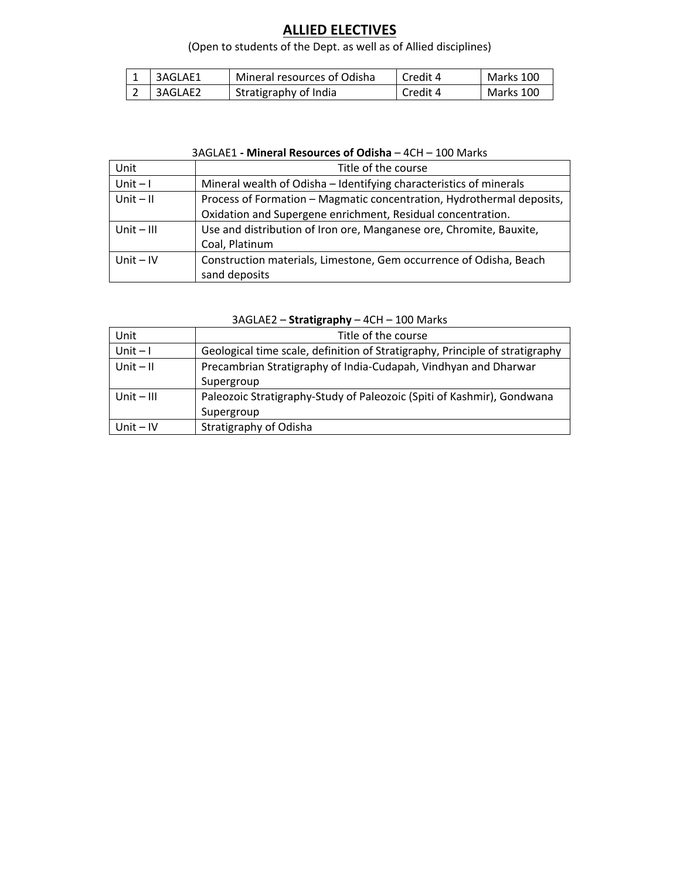## ALLIED ELECTIVES

(Open to students of the Dept. as well as of Allied disciplines)

| 1 | 3AGLAE1 | Mineral resources of Odisha | Credit 4 | Marks 100 |
|---|---|---|---|---|
| 2 | 3AGLAE2 | Stratigraphy of India | Credit 4 | Marks 100 |

3AGLAE1 - **Mineral Resources of Odisha** – 4CH – 100 Marks

| Unit | Title of the course |
|---|---|
| Unit – I | Mineral wealth of Odisha – Identifying characteristics of minerals |
| Unit – II | Process of Formation – Magmatic concentration, Hydrothermal deposits, Oxidation and Supergene enrichment, Residual concentration. |
| Unit – III | Use and distribution of Iron ore, Manganese ore, Chromite, Bauxite, Coal, Platinum |
| Unit – IV | Construction materials, Limestone, Gem occurrence of Odisha, Beach sand deposits |

3AGLAE2 – **Stratigraphy** – 4CH – 100 Marks

| Unit | Title of the course |
|---|---|
| Unit – I | Geological time scale, definition of Stratigraphy, Principle of stratigraphy |
| Unit – II | Precambrian Stratigraphy of India-Cudapah, Vindhyan and Dharwar Supergroup |
| Unit – III | Paleozoic Stratigraphy-Study of Paleozoic (Spiti of Kashmir), Gondwana Supergroup |
| Unit – IV | Stratigraphy of Odisha |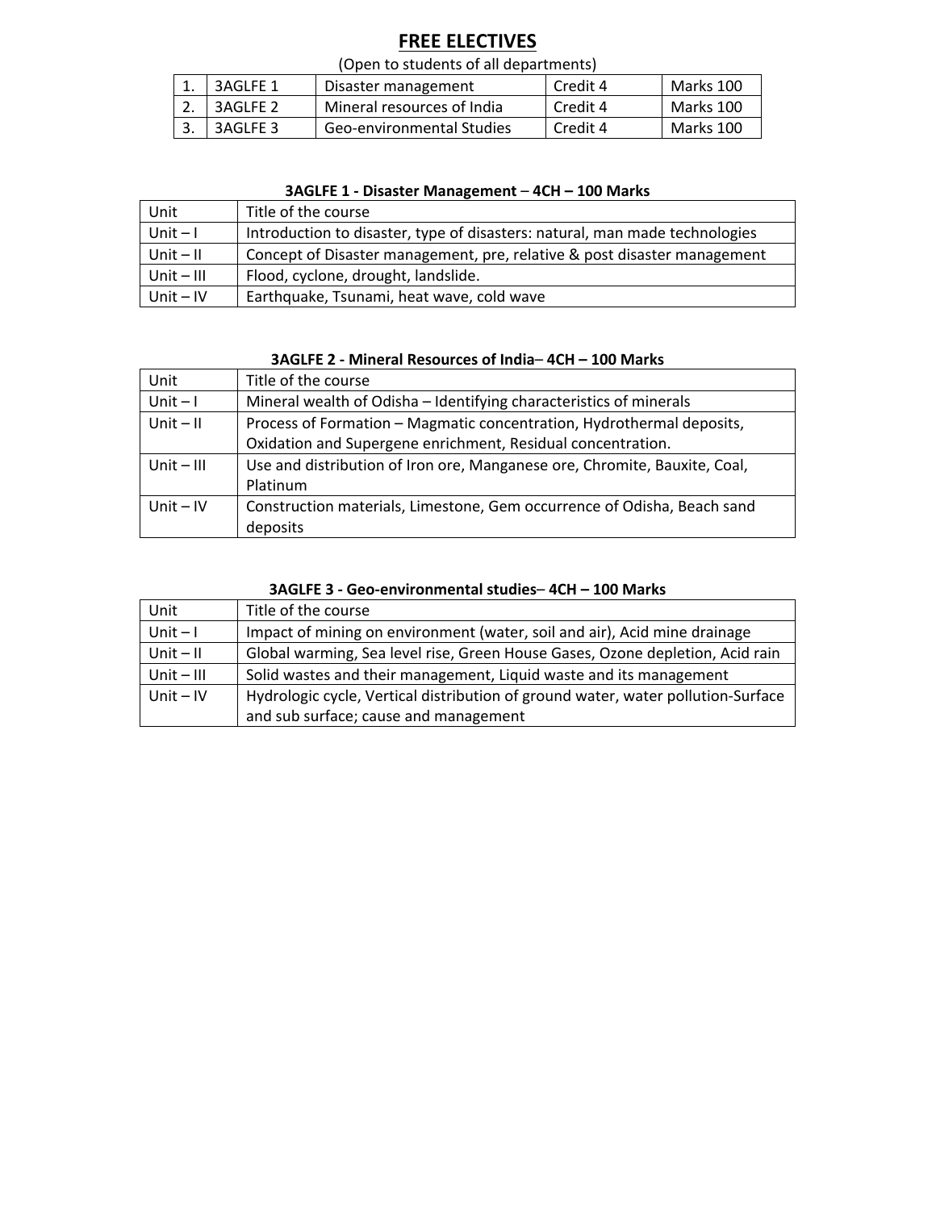# FREE ELECTIVES

(Open to students of all departments)

| | | | | |
|---|---|---|---|---|
| 1. | 3AGLFE 1 | Disaster management | Credit 4 | Marks 100 |
| 2. | 3AGLFE 2 | Mineral resources of India | Credit 4 | Marks 100 |
| 3. | 3AGLFE 3 | Geo-environmental Studies | Credit 4 | Marks 100 |

**3AGLFE 1 - Disaster Management – 4CH – 100 Marks**

| Unit | Title of the course |
|---|---|
| Unit – I | Introduction to disaster, type of disasters: natural, man made technologies |
| Unit – II | Concept of Disaster management, pre, relative & post disaster management |
| Unit – III | Flood, cyclone, drought, landslide. |
| Unit – IV | Earthquake, Tsunami, heat wave, cold wave |

**3AGLFE 2 - Mineral Resources of India– 4CH – 100 Marks**

| Unit | Title of the course |
|---|---|
| Unit – I | Mineral wealth of Odisha – Identifying characteristics of minerals |
| Unit – II | Process of Formation – Magmatic concentration, Hydrothermal deposits, Oxidation and Supergene enrichment, Residual concentration. |
| Unit – III | Use and distribution of Iron ore, Manganese ore, Chromite, Bauxite, Coal, Platinum |
| Unit – IV | Construction materials, Limestone, Gem occurrence of Odisha, Beach sand deposits |

**3AGLFE 3 - Geo-environmental studies– 4CH – 100 Marks**

| Unit | Title of the course |
|---|---|
| Unit – I | Impact of mining on environment (water, soil and air), Acid mine drainage |
| Unit – II | Global warming, Sea level rise, Green House Gases, Ozone depletion, Acid rain |
| Unit – III | Solid wastes and their management, Liquid waste and its management |
| Unit – IV | Hydrologic cycle, Vertical distribution of ground water, water pollution-Surface and sub surface; cause and management |